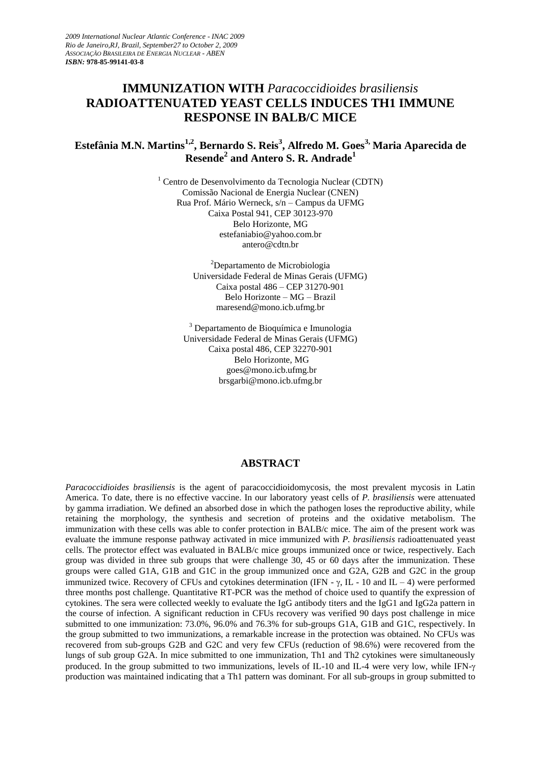*2009 International Nuclear Atlantic Conference - INAC 2009*
*Rio de Janeiro,RJ, Brazil, September27 to October 2, 2009*
*ASSOCIAÇÃO BRASILEIRA DE ENERGIA NUCLEAR - ABEN*
***ISBN:* 978-85-99141-03-8**

# IMMUNIZATION WITH *Paracoccidioides brasiliensis* RADIOATTENUATED YEAST CELLS INDUCES TH1 IMMUNE RESPONSE IN BALB/C MICE

**Estefânia M.N. Martins[1,2], Bernardo S. Reis[3], Alfredo M. Goes[3], Maria Aparecida de Resende[2] and Antero S. R. Andrade[1]**

[1] Centro de Desenvolvimento da Tecnologia Nuclear (CDTN)
Comissão Nacional de Energia Nuclear (CNEN)
Rua Prof. Mário Werneck, s/n – Campus da UFMG
Caixa Postal 941, CEP 30123-970
Belo Horizonte, MG
estefaniabio@yahoo.com.br
antero@cdtn.br

[2] Departamento de Microbiologia
Universidade Federal de Minas Gerais (UFMG)
Caixa postal 486 – CEP 31270-901
Belo Horizonte – MG – Brazil
maresend@mono.icb.ufmg.br

[3] Departamento de Bioquímica e Imunologia
Universidade Federal de Minas Gerais (UFMG)
Caixa postal 486, CEP 32270-901
Belo Horizonte, MG
goes@mono.icb.ufmg.br
brsgarbi@mono.icb.ufmg.br

## ABSTRACT

*Paracoccidioides brasiliensis* is the agent of paracoccidioidomycosis, the most prevalent mycosis in Latin America. To date, there is no effective vaccine. In our laboratory yeast cells of *P. brasiliensis* were attenuated by gamma irradiation. We defined an absorbed dose in which the pathogen loses the reproductive ability, while retaining the morphology, the synthesis and secretion of proteins and the oxidative metabolism. The immunization with these cells was able to confer protection in BALB/c mice. The aim of the present work was evaluate the immune response pathway activated in mice immunized with *P. brasiliensis* radioattenuated yeast cells. The protector effect was evaluated in BALB/c mice groups immunized once or twice, respectively. Each group was divided in three sub groups that were challenge 30, 45 or 60 days after the immunization. These groups were called G1A, G1B and G1C in the group immunized once and G2A, G2B and G2C in the group immunized twice. Recovery of CFUs and cytokines determination (IFN - $\gamma$, IL - 10 and IL – 4) were performed three months post challenge. Quantitative RT-PCR was the method of choice used to quantify the expression of cytokines. The sera were collected weekly to evaluate the IgG antibody titers and the IgG1 and IgG2a pattern in the course of infection. A significant reduction in CFUs recovery was verified 90 days post challenge in mice submitted to one immunization: 73.0%, 96.0% and 76.3% for sub-groups G1A, G1B and G1C, respectively. In the group submitted to two immunizations, a remarkable increase in the protection was obtained. No CFUs was recovered from sub-groups G2B and G2C and very few CFUs (reduction of 98.6%) were recovered from the lungs of sub group G2A. In mice submitted to one immunization, Th1 and Th2 cytokines were simultaneously produced. In the group submitted to two immunizations, levels of IL-10 and IL-4 were very low, while IFN-$\gamma$ production was maintained indicating that a Th1 pattern was dominant. For all sub-groups in group submitted to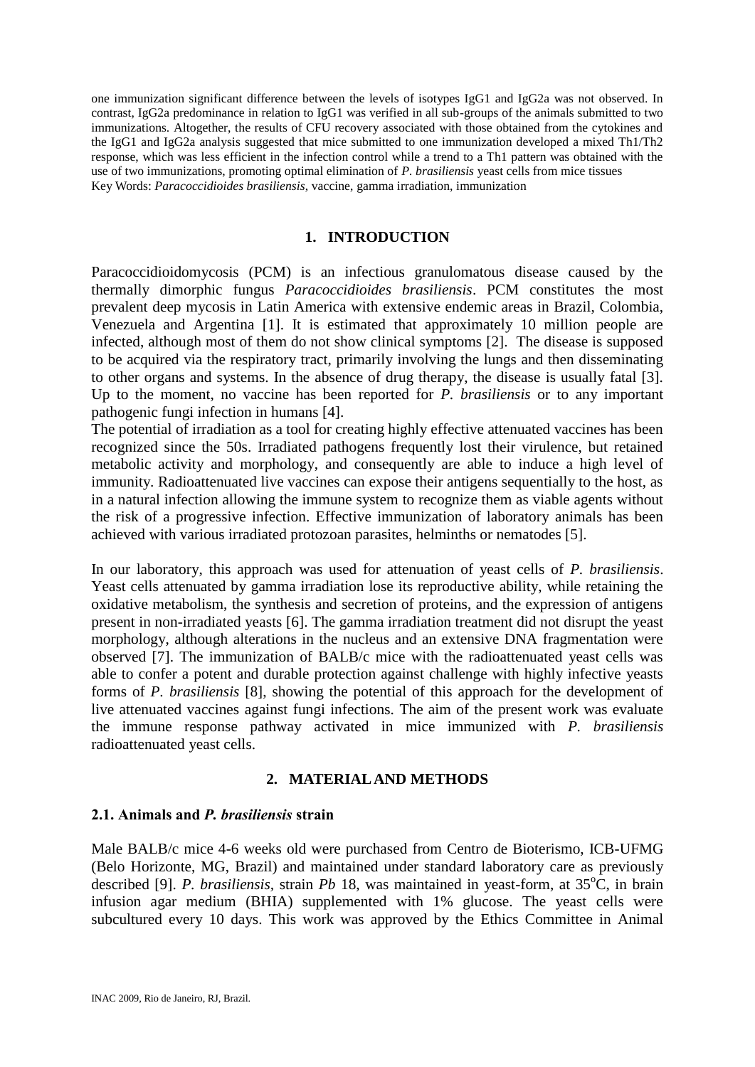one immunization significant difference between the levels of isotypes IgG1 and IgG2a was not observed. In contrast, IgG2a predominance in relation to IgG1 was verified in all sub-groups of the animals submitted to two immunizations. Altogether, the results of CFU recovery associated with those obtained from the cytokines and the IgG1 and IgG2a analysis suggested that mice submitted to one immunization developed a mixed Th1/Th2 response, which was less efficient in the infection control while a trend to a Th1 pattern was obtained with the use of two immunizations, promoting optimal elimination of *P. brasiliensis* yeast cells from mice tissues

Key Words: *Paracoccidioides brasiliensis*, vaccine, gamma irradiation, immunization

## 1. INTRODUCTION

Paracoccidioidomycosis (PCM) is an infectious granulomatous disease caused by the thermally dimorphic fungus *Paracoccidioides brasiliensis*. PCM constitutes the most prevalent deep mycosis in Latin America with extensive endemic areas in Brazil, Colombia, Venezuela and Argentina [1]. It is estimated that approximately 10 million people are infected, although most of them do not show clinical symptoms [2]. The disease is supposed to be acquired via the respiratory tract, primarily involving the lungs and then disseminating to other organs and systems. In the absence of drug therapy, the disease is usually fatal [3]. Up to the moment, no vaccine has been reported for *P. brasiliensis* or to any important pathogenic fungi infection in humans [4].

The potential of irradiation as a tool for creating highly effective attenuated vaccines has been recognized since the 50s. Irradiated pathogens frequently lost their virulence, but retained metabolic activity and morphology, and consequently are able to induce a high level of immunity. Radioattenuated live vaccines can expose their antigens sequentially to the host, as in a natural infection allowing the immune system to recognize them as viable agents without the risk of a progressive infection. Effective immunization of laboratory animals has been achieved with various irradiated protozoan parasites, helminths or nematodes [5].

In our laboratory, this approach was used for attenuation of yeast cells of *P. brasiliensis*. Yeast cells attenuated by gamma irradiation lose its reproductive ability, while retaining the oxidative metabolism, the synthesis and secretion of proteins, and the expression of antigens present in non-irradiated yeasts [6]. The gamma irradiation treatment did not disrupt the yeast morphology, although alterations in the nucleus and an extensive DNA fragmentation were observed [7]. The immunization of BALB/c mice with the radioattenuated yeast cells was able to confer a potent and durable protection against challenge with highly infective yeasts forms of *P. brasiliensis* [8], showing the potential of this approach for the development of live attenuated vaccines against fungi infections. The aim of the present work was evaluate the immune response pathway activated in mice immunized with *P. brasiliensis* radioattenuated yeast cells.

## 2. MATERIAL AND METHODS

### 2.1. Animals and *P. brasiliensis* strain

Male BALB/c mice 4-6 weeks old were purchased from Centro de Bioterismo, ICB-UFMG (Belo Horizonte, MG, Brazil) and maintained under standard laboratory care as previously described [9]. *P. brasiliensis*, strain *Pb* 18, was maintained in yeast-form, at 35$^{o}$C, in brain infusion agar medium (BHIA) supplemented with 1% glucose. The yeast cells were subcultured every 10 days. This work was approved by the Ethics Committee in Animal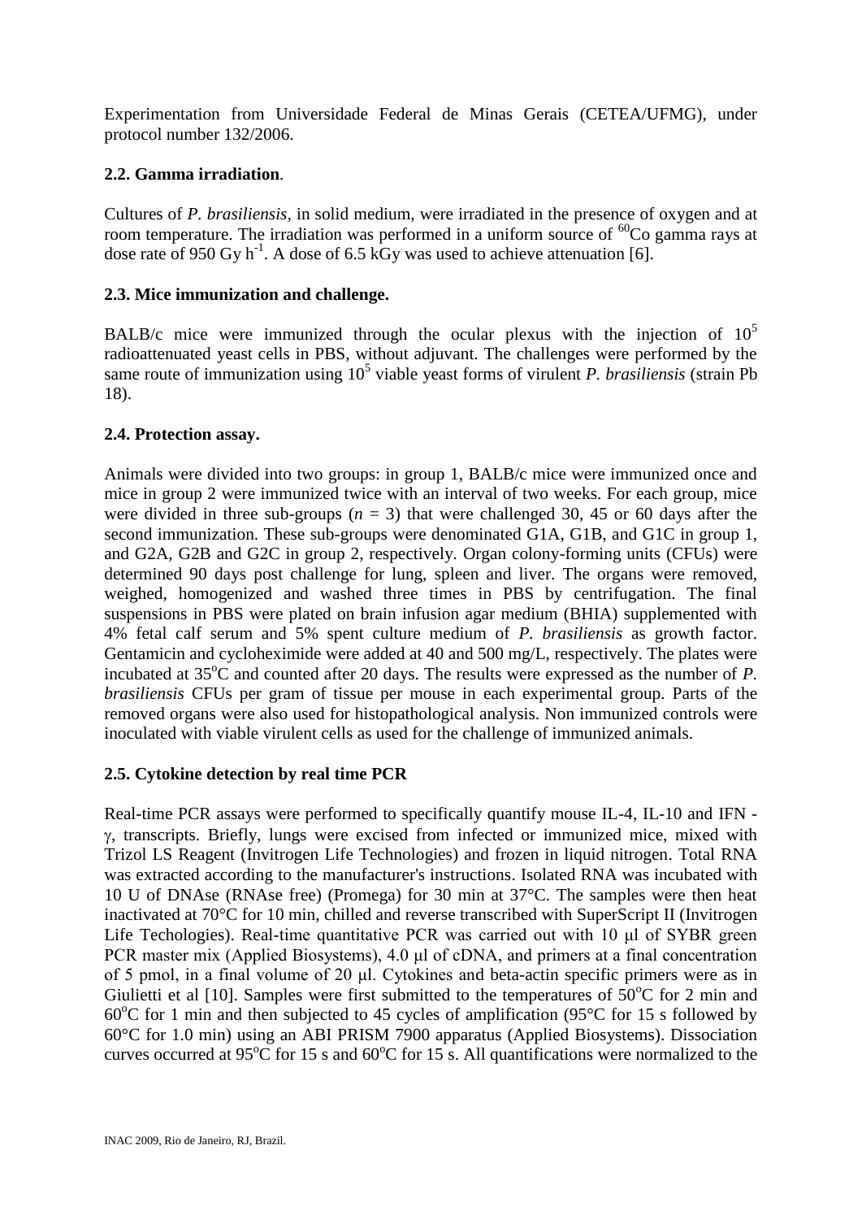Experimentation from Universidade Federal de Minas Gerais (CETEA/UFMG), under protocol number 132/2006.

### 2.2. Gamma irradiation.

Cultures of *P. brasiliensis*, in solid medium, were irradiated in the presence of oxygen and at room temperature. The irradiation was performed in a uniform source of $^{60}$Co gamma rays at dose rate of 950 Gy $h^{-1}$. A dose of 6.5 kGy was used to achieve attenuation [6].

### 2.3. Mice immunization and challenge.

BALB/c mice were immunized through the ocular plexus with the injection of $10^5$ radioattenuated yeast cells in PBS, without adjuvant. The challenges were performed by the same route of immunization using $10^5$ viable yeast forms of virulent *P. brasiliensis* (strain Pb 18).

### 2.4. Protection assay.

Animals were divided into two groups: in group 1, BALB/c mice were immunized once and mice in group 2 were immunized twice with an interval of two weeks. For each group, mice were divided in three sub-groups ($n$ = 3) that were challenged 30, 45 or 60 days after the second immunization. These sub-groups were denominated G1A, G1B, and G1C in group 1, and G2A, G2B and G2C in group 2, respectively. Organ colony-forming units (CFUs) were determined 90 days post challenge for lung, spleen and liver. The organs were removed, weighed, homogenized and washed three times in PBS by centrifugation. The final suspensions in PBS were plated on brain infusion agar medium (BHIA) supplemented with 4% fetal calf serum and 5% spent culture medium of *P. brasiliensis* as growth factor. Gentamicin and cycloheximide were added at 40 and 500 mg/L, respectively. The plates were incubated at 35°C and counted after 20 days. The results were expressed as the number of *P. brasiliensis* CFUs per gram of tissue per mouse in each experimental group. Parts of the removed organs were also used for histopathological analysis. Non immunized controls were inoculated with viable virulent cells as used for the challenge of immunized animals.

### 2.5. Cytokine detection by real time PCR

Real-time PCR assays were performed to specifically quantify mouse IL-4, IL-10 and IFN -$\gamma$, transcripts. Briefly, lungs were excised from infected or immunized mice, mixed with Trizol LS Reagent (Invitrogen Life Technologies) and frozen in liquid nitrogen. Total RNA was extracted according to the manufacturer's instructions. Isolated RNA was incubated with 10 U of DNAse (RNAse free) (Promega) for 30 min at 37°C. The samples were then heat inactivated at 70°C for 10 min, chilled and reverse transcribed with SuperScript II (Invitrogen Life Techologies). Real-time quantitative PCR was carried out with 10 μl of SYBR green PCR master mix (Applied Biosystems), 4.0 μl of cDNA, and primers at a final concentration of 5 pmol, in a final volume of 20 μl. Cytokines and beta-actin specific primers were as in Giulietti et al [10]. Samples were first submitted to the temperatures of 50°C for 2 min and 60°C for 1 min and then subjected to 45 cycles of amplification (95°C for 15 s followed by 60°C for 1.0 min) using an ABI PRISM 7900 apparatus (Applied Biosystems). Dissociation curves occurred at 95°C for 15 s and 60°C for 15 s. All quantifications were normalized to the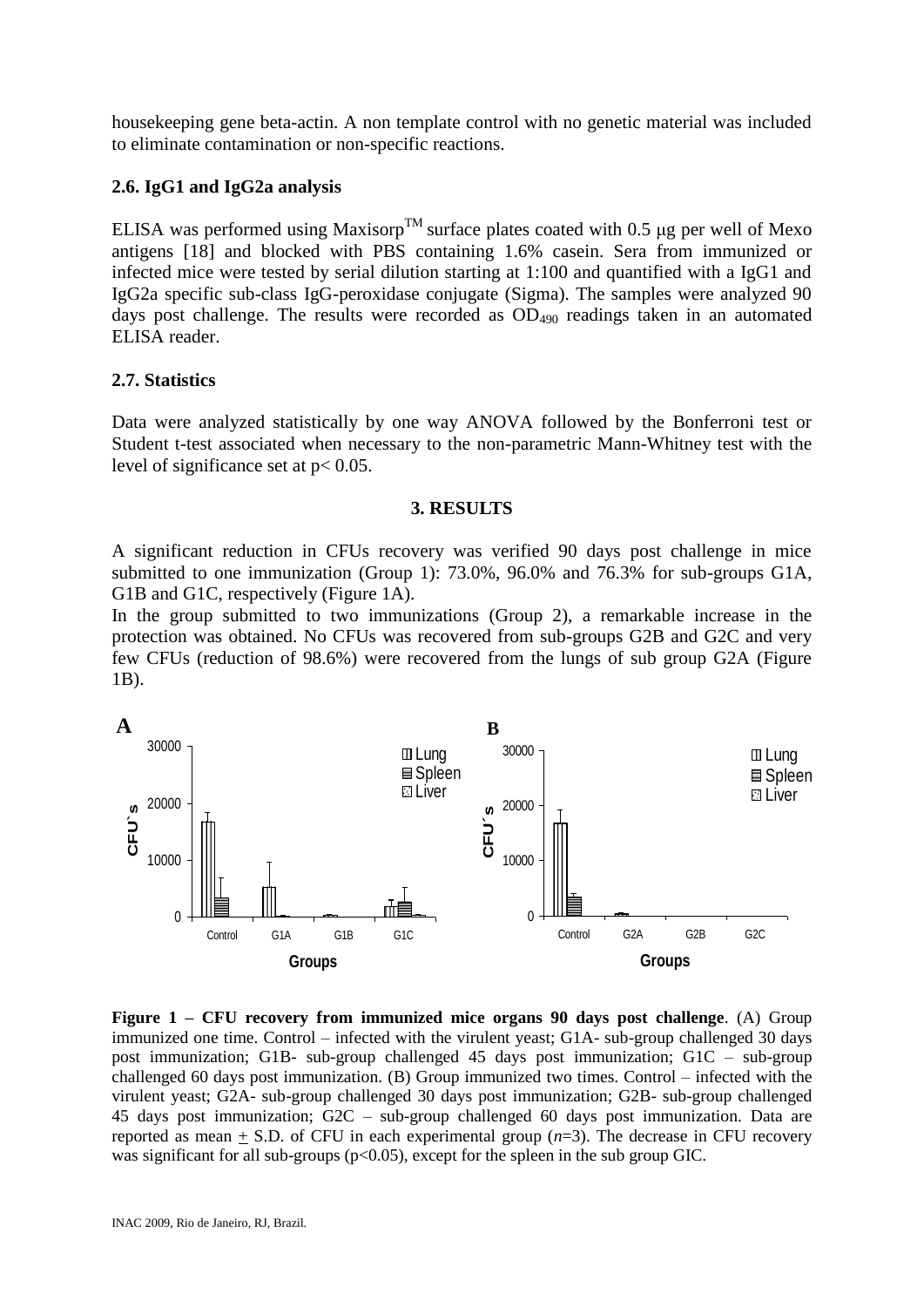housekeeping gene beta-actin. A non template control with no genetic material was included to eliminate contamination or non-specific reactions.

### 2.6. IgG1 and IgG2a analysis

ELISA was performed using Maxisorp™ surface plates coated with 0.5 μg per well of Mexo antigens [18] and blocked with PBS containing 1.6% casein. Sera from immunized or infected mice were tested by serial dilution starting at 1:100 and quantified with a IgG1 and IgG2a specific sub-class IgG-peroxidase conjugate (Sigma). The samples were analyzed 90 days post challenge. The results were recorded as $OD_{490}$ readings taken in an automated ELISA reader.

### 2.7. Statistics

Data were analyzed statistically by one way ANOVA followed by the Bonferroni test or Student t-test associated when necessary to the non-parametric Mann-Whitney test with the level of significance set at $p < 0.05$.

## 3. RESULTS

A significant reduction in CFUs recovery was verified 90 days post challenge in mice submitted to one immunization (Group 1): 73.0%, 96.0% and 76.3% for sub-groups G1A, G1B and G1C, respectively (Figure 1A).

In the group submitted to two immunizations (Group 2), a remarkable increase in the protection was obtained. No CFUs was recovered from sub-groups G2B and G2C and very few CFUs (reduction of 98.6%) were recovered from the lungs of sub group G2A (Figure 1B).

**Figure 1 – CFU recovery from immunized mice organs 90 days post challenge**. (A) Group immunized one time. Control – infected with the virulent yeast; G1A- sub-group challenged 30 days post immunization; G1B- sub-group challenged 45 days post immunization; G1C – sub-group challenged 60 days post immunization. (B) Group immunized two times. Control – infected with the virulent yeast; G2A- sub-group challenged 30 days post immunization; G2B- sub-group challenged 45 days post immunization; G2C – sub-group challenged 60 days post immunization. Data are reported as mean ± S.D. of CFU in each experimental group ($n$=3). The decrease in CFU recovery was significant for all sub-groups ($p<0.05$), except for the spleen in the sub group GIC.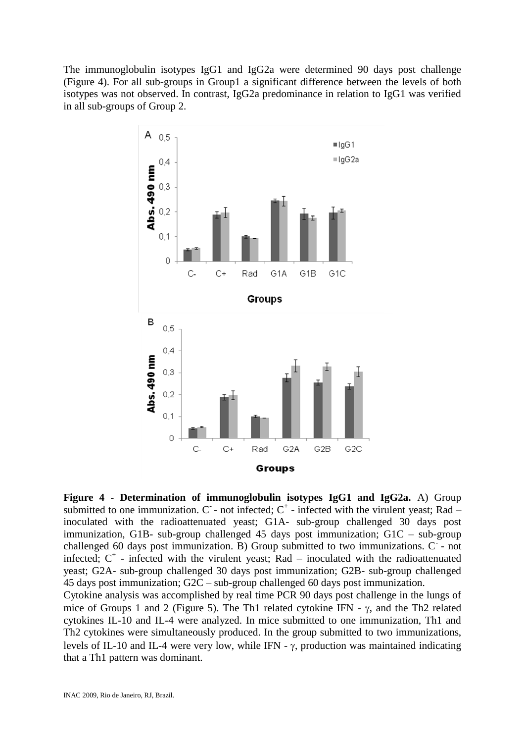The immunoglobulin isotypes IgG1 and IgG2a were determined 90 days post challenge (Figure 4). For all sub-groups in Group1 a significant difference between the levels of both isotypes was not observed. In contrast, IgG2a predominance in relation to IgG1 was verified in all sub-groups of Group 2.

**Figure 4 - Determination of immunoglobulin isotypes IgG1 and IgG2a.** A) Group submitted to one immunization. $C^-$ - not infected; $C^+$ - infected with the virulent yeast; Rad – inoculated with the radioattenuated yeast; G1A- sub-group challenged 30 days post immunization, G1B- sub-group challenged 45 days post immunization; G1C – sub-group challenged 60 days post immunization. B) Group submitted to two immunizations. $C^-$ - not infected; $C^+$ - infected with the virulent yeast; Rad – inoculated with the radioattenuated yeast; G2A- sub-group challenged 30 days post immunization; G2B- sub-group challenged 45 days post immunization; G2C – sub-group challenged 60 days post immunization.

Cytokine analysis was accomplished by real time PCR 90 days post challenge in the lungs of mice of Groups 1 and 2 (Figure 5). The Th1 related cytokine IFN - $\gamma$, and the Th2 related cytokines IL-10 and IL-4 were analyzed. In mice submitted to one immunization, Th1 and Th2 cytokines were simultaneously produced. In the group submitted to two immunizations, levels of IL-10 and IL-4 were very low, while IFN - $\gamma$, production was maintained indicating that a Th1 pattern was dominant.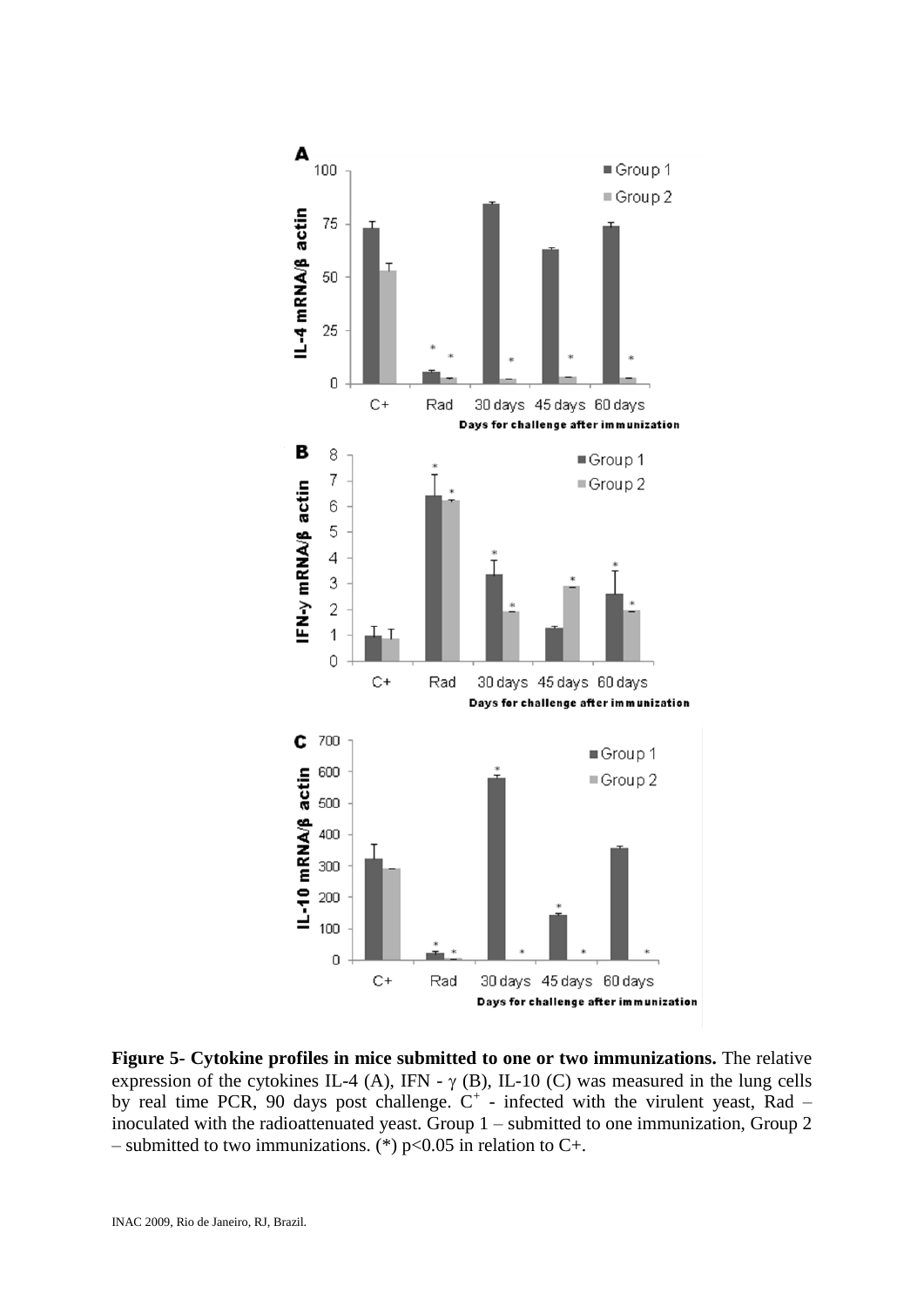**Figure 5- Cytokine profiles in mice submitted to one or two immunizations.** The relative expression of the cytokines IL-4 (A), IFN - γ (B), IL-10 (C) was measured in the lung cells by real time PCR, 90 days post challenge. $C^+$ - infected with the virulent yeast, Rad – inoculated with the radioattenuated yeast. Group 1 – submitted to one immunization, Group 2 – submitted to two immunizations. (*) $p<0.05$ in relation to C+.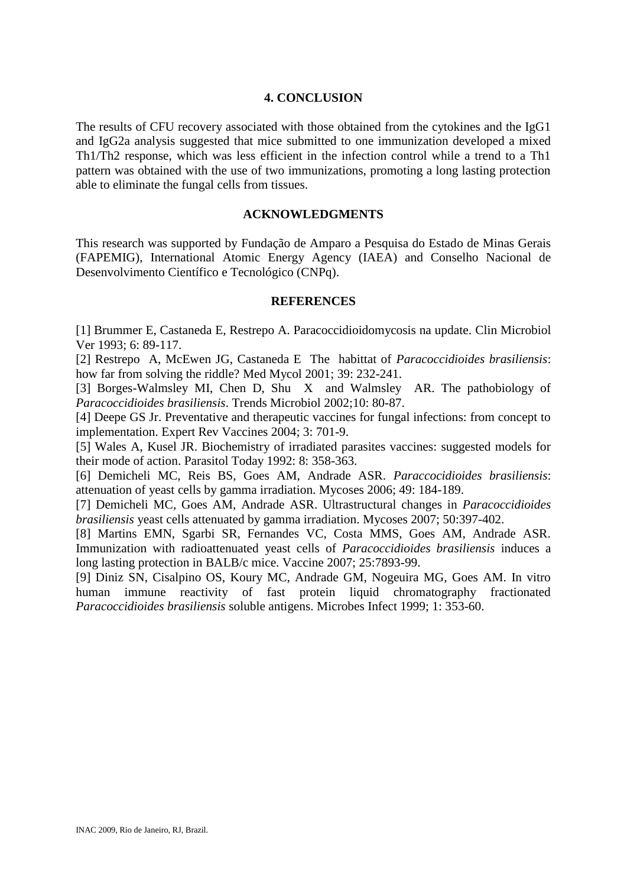## 4. CONCLUSION

The results of CFU recovery associated with those obtained from the cytokines and the IgG1 and IgG2a analysis suggested that mice submitted to one immunization developed a mixed Th1/Th2 response, which was less efficient in the infection control while a trend to a Th1 pattern was obtained with the use of two immunizations, promoting a long lasting protection able to eliminate the fungal cells from tissues.

## ACKNOWLEDGMENTS

This research was supported by Fundação de Amparo a Pesquisa do Estado de Minas Gerais (FAPEMIG), International Atomic Energy Agency (IAEA) and Conselho Nacional de Desenvolvimento Científico e Tecnológico (CNPq).

## REFERENCES

[1] Brummer E, Castaneda E, Restrepo A. Paracoccidioidomycosis na update. Clin Microbiol Ver 1993; 6: 89-117.
[2] Restrepo A, McEwen JG, Castaneda E The habittat of *Paracoccidioides brasiliensis*: how far from solving the riddle? Med Mycol 2001; 39: 232-241.
[3] Borges-Walmsley MI, Chen D, Shu X and Walmsley AR. The pathobiology of *Paracoccidioides brasiliensis*. Trends Microbiol 2002;10: 80-87.
[4] Deepe GS Jr. Preventative and therapeutic vaccines for fungal infections: from concept to implementation. Expert Rev Vaccines 2004; 3: 701-9.
[5] Wales A, Kusel JR. Biochemistry of irradiated parasites vaccines: suggested models for their mode of action. Parasitol Today 1992: 8: 358-363.
[6] Demicheli MC, Reis BS, Goes AM, Andrade ASR. *Paraccocidioides brasiliensis*: attenuation of yeast cells by gamma irradiation. Mycoses 2006; 49: 184-189.
[7] Demicheli MC, Goes AM, Andrade ASR. Ultrastructural changes in *Paracoccidioides brasiliensis* yeast cells attenuated by gamma irradiation. Mycoses 2007; 50:397-402.
[8] Martins EMN, Sgarbi SR, Fernandes VC, Costa MMS, Goes AM, Andrade ASR. Immunization with radioattenuated yeast cells of *Paracoccidioides brasiliensis* induces a long lasting protection in BALB/c mice. Vaccine 2007; 25:7893-99.
[9] Diniz SN, Cisalpino OS, Koury MC, Andrade GM, Nogeuira MG, Goes AM. In vitro human immune reactivity of fast protein liquid chromatography fractionated *Paracoccidioides brasiliensis* soluble antigens. Microbes Infect 1999; 1: 353-60.